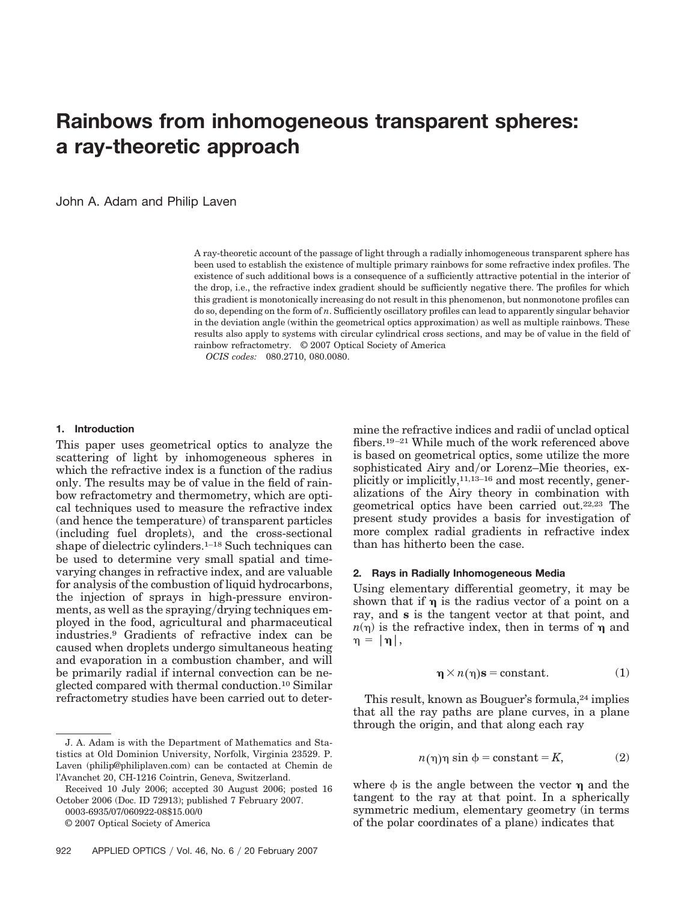# Rainbows from inhomogeneous transparent spheres: a ray-theoretic approach

John A. Adam and Philip Laven

A ray-theoretic account of the passage of light through a radially inhomogeneous transparent sphere has been used to establish the existence of multiple primary rainbows for some refractive index profiles. The existence of such additional bows is a consequence of a sufficiently attractive potential in the interior of the drop, i.e., the refractive index gradient should be sufficiently negative there. The profiles for which this gradient is monotonically increasing do not result in this phenomenon, but nonmonotone profiles can do so, depending on the form of $n$. Sufficiently oscillatory profiles can lead to apparently singular behavior in the deviation angle (within the geometrical optics approximation) as well as multiple rainbows. These results also apply to systems with circular cylindrical cross sections, and may be of value in the field of rainbow refractometry. © 2007 Optical Society of America

*OCIS codes:* 080.2710, 080.0080.

## 1. Introduction

This paper uses geometrical optics to analyze the scattering of light by inhomogeneous spheres in which the refractive index is a function of the radius only. The results may be of value in the field of rainbow refractometry and thermometry, which are optical techniques used to measure the refractive index (and hence the temperature) of transparent particles (including fuel droplets), and the cross-sectional shape of dielectric cylinders.[1–18] Such techniques can be used to determine very small spatial and time-varying changes in refractive index, and are valuable for analysis of the combustion of liquid hydrocarbons, the injection of sprays in high-pressure environments, as well as the spraying/drying techniques employed in the food, agricultural and pharmaceutical industries.[9] Gradients of refractive index can be caused when droplets undergo simultaneous heating and evaporation in a combustion chamber, and will be primarily radial if internal convection can be neglected compared with thermal conduction.[10] Similar refractometry studies have been carried out to determine the refractive indices and radii of unclad optical fibers.[19–21] While much of the work referenced above is based on geometrical optics, some utilize the more sophisticated Airy and/or Lorenz–Mie theories, explicitly or implicitly,[11,13–16] and most recently, generalizations of the Airy theory in combination with geometrical optics have been carried out.[22,23] The present study provides a basis for investigation of more complex radial gradients in refractive index than has hitherto been the case.

## 2. Rays in Radially Inhomogeneous Media

Using elementary differential geometry, it may be shown that if $\boldsymbol{\eta}$ is the radius vector of a point on a ray, and $\mathbf{s}$ is the tangent vector at that point, and $n(\eta)$ is the refractive index, then in terms of $\boldsymbol{\eta}$ and $\eta = |\boldsymbol{\eta}|$,

$$\boldsymbol{\eta} \times n(\eta)\mathbf{s} = \text{constant}. \tag{1}$$

This result, known as Bouguer's formula,[24] implies that all the ray paths are plane curves, in a plane through the origin, and that along each ray

$$n(\eta)\eta \sin \phi = \text{constant} = K, \tag{2}$$

where $\phi$ is the angle between the vector $\boldsymbol{\eta}$ and the tangent to the ray at that point. In a spherically symmetric medium, elementary geometry (in terms of the polar coordinates of a plane) indicates that

J. A. Adam is with the Department of Mathematics and Statistics at Old Dominion University, Norfolk, Virginia 23529. P. Laven (philip@philiplaven.com) can be contacted at Chemin de l'Avanchet 20, CH-1216 Cointrin, Geneva, Switzerland.

Received 10 July 2006; accepted 30 August 2006; posted 16 October 2006 (Doc. ID 72913); published 7 February 2007.

0003-6935/07/060922-08$15.00/0

© 2007 Optical Society of America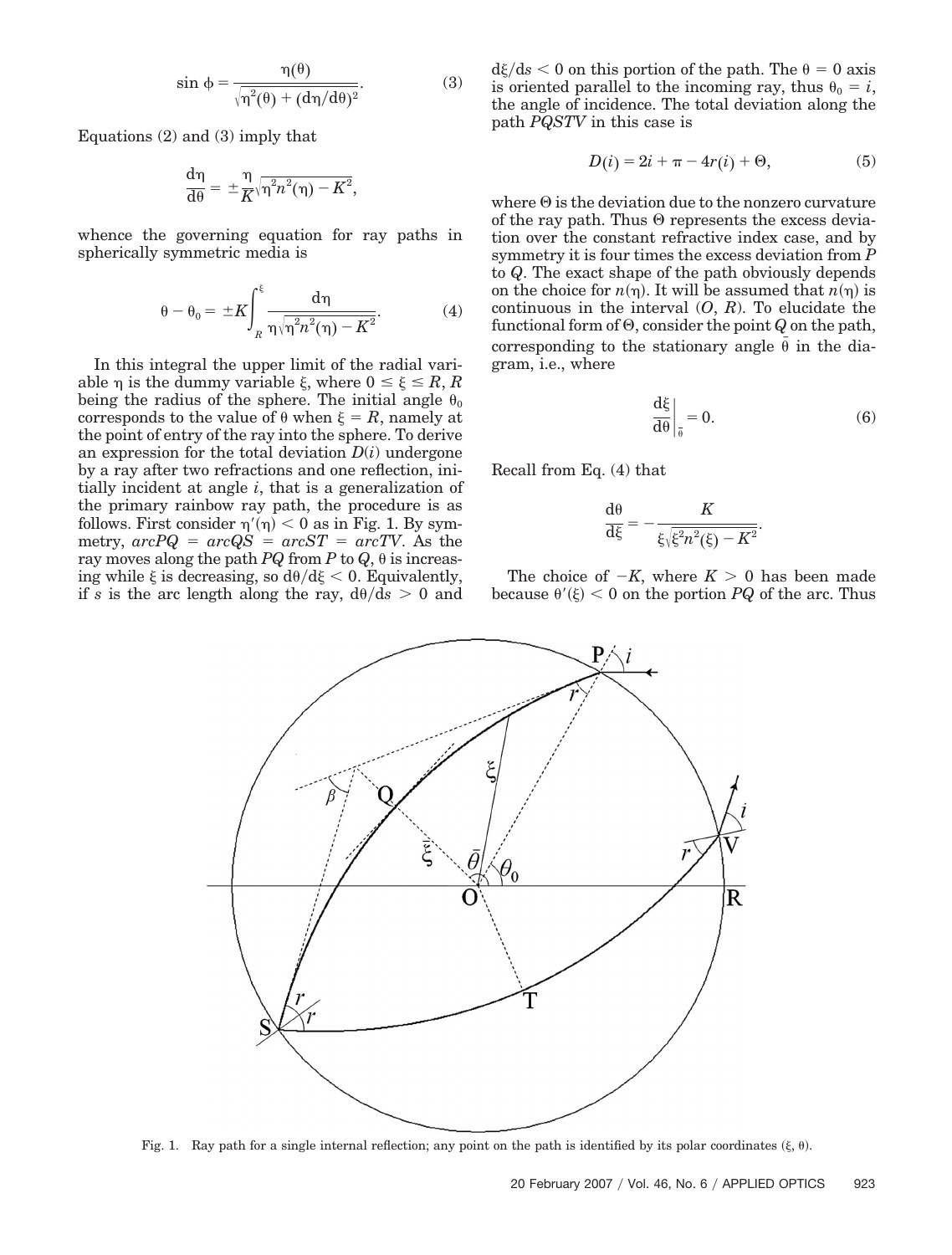$$\sin \phi = \frac{\eta(\theta)}{\sqrt{\eta^2(\theta) + (d\eta/d\theta)^2}}. \tag{3}$$

Equations (2) and (3) imply that

$$\frac{d\eta}{d\theta} = \pm\frac{\eta}{K}\sqrt{\eta^2 n^2(\eta) - K^2},$$

whence the governing equation for ray paths in spherically symmetric media is

$$\theta - \theta_0 = \pm K \int_R^{\xi} \frac{d\eta}{\eta\sqrt{\eta^2 n^2(\eta) - K^2}}. \tag{4}$$

In this integral the upper limit of the radial variable $\eta$ is the dummy variable $\xi$, where $0 \le \xi \le R$, $R$ being the radius of the sphere. The initial angle $\theta_0$ corresponds to the value of $\theta$ when $\xi = R$, namely at the point of entry of the ray into the sphere. To derive an expression for the total deviation $D(i)$ undergone by a ray after two refractions and one reflection, initially incident at angle $i$, that is a generalization of the primary rainbow ray path, the procedure is as follows. First consider $\eta'(\eta) < 0$ as in Fig. 1. By symmetry, $arcPQ = arcQS = arcST = arcTV$. As the ray moves along the path $PQ$ from $P$ to $Q$, $\theta$ is increasing while $\xi$ is decreasing, so $d\theta/d\xi < 0$. Equivalently, if $s$ is the arc length along the ray, $d\theta/ds > 0$ and $d\xi/ds < 0$ on this portion of the path. The $\theta = 0$ axis is oriented parallel to the incoming ray, thus $\theta_0 = i$, the angle of incidence. The total deviation along the path $PQSTV$ in this case is

$$D(i) = 2i + \pi - 4r(i) + \Theta, \tag{5}$$

where $\Theta$ is the deviation due to the nonzero curvature of the ray path. Thus $\Theta$ represents the excess deviation over the constant refractive index case, and by symmetry it is four times the excess deviation from $P$ to $Q$. The exact shape of the path obviously depends on the choice for $n(\eta)$. It will be assumed that $n(\eta)$ is continuous in the interval $(O, R)$. To elucidate the functional form of $\Theta$, consider the point $Q$ on the path, corresponding to the stationary angle $\bar{\theta}$ in the diagram, i.e., where

$$\left.\frac{d\xi}{d\theta}\right|_{\bar{\theta}} = 0. \tag{6}$$

Recall from Eq. (4) that

$$\frac{d\theta}{d\xi} = -\frac{K}{\xi\sqrt{\xi^2 n^2(\xi) - K^2}}.$$

The choice of $-K$, where $K > 0$ has been made because $\theta'(\xi) < 0$ on the portion $PQ$ of the arc. Thus

Fig. 1. Ray path for a single internal reflection; any point on the path is identified by its polar coordinates $(\xi, \theta)$.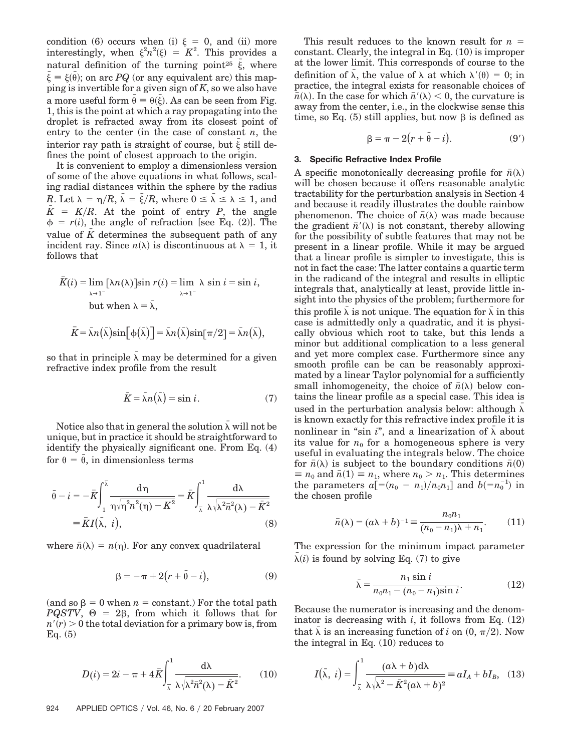condition (6) occurs when (i) $\xi = 0$, and (ii) more interestingly, when $\xi^2 n^2(\xi) = K^2$. This provides a natural definition of the turning point[25] $\bar{\xi}$, where $\bar{\xi} \equiv \xi(\bar{\theta})$; on arc $PQ$ (or any equivalent arc) this mapping is invertible for a given sign of $K$, so we also have a more useful form $\bar{\theta} \equiv \theta(\bar{\xi})$. As can be seen from Fig. 1, this is the point at which a ray propagating into the droplet is refracted away from its closest point of entry to the center (in the case of constant $n$, the interior ray path is straight of course, but $\bar{\xi}$ still defines the point of closest approach to the origin.

It is convenient to employ a dimensionless version of some of the above equations in what follows, scaling radial distances within the sphere by the radius $R$. Let $\lambda = \eta/R$, $\bar{\lambda} = \bar{\xi}/R$, where $0 \le \bar{\lambda} \le \lambda \le 1$, and $\bar{K} = K/R$. At the point of entry $P$, the angle $\phi = r(i)$, the angle of refraction [see Eq. (2)]. The value of $\bar{K}$ determines the subsequent path of any incident ray. Since $n(\lambda)$ is discontinuous at $\lambda = 1$, it follows that

$$\bar{K}(i) = \lim_{\lambda \to 1^-} [\lambda n(\lambda)] \sin r(i) = \lim_{\lambda \to 1^-} \lambda \sin i = \sin i,$$

but when $\lambda = \bar{\lambda}$,

$$\bar{K} = \bar{\lambda} n(\bar{\lambda}) \sin[\phi(\bar{\lambda})] = \bar{\lambda} n(\bar{\lambda}) \sin[\pi/2] = \bar{\lambda} n(\bar{\lambda}),$$

so that in principle $\bar{\lambda}$ may be determined for a given refractive index profile from the result

$$\bar{K} = \bar{\lambda} n(\bar{\lambda}) = \sin i. \tag{7}$$

Notice also that in general the solution $\bar{\lambda}$ will not be unique, but in practice it should be straightforward to identify the physically significant one. From Eq. (4) for $\theta = \bar{\theta}$, in dimensionless terms

$$\bar{\theta} - i = -\bar{K} \int_1^{\bar{\lambda}} \frac{d\eta}{\eta \sqrt{\eta^2 n^2(\eta) - K^2}} = \bar{K} \int_{\bar{\lambda}}^1 \frac{d\lambda}{\lambda \sqrt{\lambda^2 \bar{n}^2(\lambda) - \bar{K}^2}} \equiv \bar{K} I(\bar{\lambda}, i), \tag{8}$$

where $\bar{n}(\lambda) = n(\eta)$. For any convex quadrilateral

$$\beta = -\pi + 2(r + \bar{\theta} - i), \tag{9}$$

(and so $\beta = 0$ when $n =$ constant.) For the total path $PQSTV$, $\Theta = 2\beta$, from which it follows that for $n'(r) > 0$ the total deviation for a primary bow is, from Eq. (5)

$$D(i) = 2i - \pi + 4\bar{K} \int_{\bar{\lambda}}^1 \frac{d\lambda}{\lambda \sqrt{\lambda^2 \bar{n}^2(\lambda) - \bar{K}^2}}. \tag{10}$$

This result reduces to the known result for $n =$ constant. Clearly, the integral in Eq. (10) is improper at the lower limit. This corresponds of course to the definition of $\bar{\lambda}$, the value of $\lambda$ at which $\lambda'(\theta) = 0$; in practice, the integral exists for reasonable choices of $\bar{n}(\lambda)$. In the case for which $\bar{n}'(\lambda) < 0$, the curvature is away from the center, i.e., in the clockwise sense this time, so Eq. (5) still applies, but now $\beta$ is defined as

$$\beta = \pi - 2(r + \bar{\theta} - i). \tag{9'}$$

### 3. Specific Refractive Index Profile

A specific monotonically decreasing profile for $\bar{n}(\lambda)$ will be chosen because it offers reasonable analytic tractability for the perturbation analysis in Section 4 and because it readily illustrates the double rainbow phenomenon. The choice of $\bar{n}(\lambda)$ was made because the gradient $\bar{n}'(\lambda)$ is not constant, thereby allowing for the possibility of subtle features that may not be present in a linear profile. While it may be argued that a linear profile is simpler to investigate, this is not in fact the case: The latter contains a quartic term in the radicand of the integral and results in elliptic integrals that, analytically at least, provide little insight into the physics of the problem; furthermore for this profile $\bar{\lambda}$ is not unique. The equation for $\bar{\lambda}$ in this case is admittedly only a quadratic, and it is physically obvious which root to take, but this lends a minor but additional complication to a less general and yet more complex case. Furthermore since any smooth profile can be can be reasonably approximated by a linear Taylor polynomial for a sufficiently small inhomogeneity, the choice of $\bar{n}(\lambda)$ below contains the linear profile as a special case. This idea is used in the perturbation analysis below: although $\bar{\lambda}$ is known exactly for this refractive index profile it is nonlinear in "sin $i$", and a linearization of $\bar{\lambda}$ about its value for $n_0$ for a homogeneous sphere is very useful in evaluating the integrals below. The choice for $\bar{n}(\lambda)$ is subject to the boundary conditions $\bar{n}(0) \equiv n_0$ and $\bar{n}(1) \equiv n_1$, where $n_0 > n_1$. This determines the parameters $a[=(n_0 - n_1)/n_0 n_1]$ and $b(=n_0^{-1})$ in the chosen profile

$$\bar{n}(\lambda) = (a\lambda + b)^{-1} \equiv \frac{n_0 n_1}{(n_0 - n_1)\lambda + n_1}. \tag{11}$$

The expression for the minimum impact parameter $\bar{\lambda}(i)$ is found by solving Eq. (7) to give

$$\bar{\lambda} = \frac{n_1 \sin i}{n_0 n_1 - (n_0 - n_1) \sin i}. \tag{12}$$

Because the numerator is increasing and the denominator is decreasing with $i$, it follows from Eq. (12) that $\bar{\lambda}$ is an increasing function of $i$ on $(0, \pi/2)$. Now the integral in Eq. (10) reduces to

$$I(\bar{\lambda}, i) = \int_{\bar{\lambda}}^1 \frac{(a\lambda + b) d\lambda}{\lambda \sqrt{\lambda^2 - \bar{K}^2 (a\lambda + b)^2}} \equiv a I_A + b I_B, \tag{13}$$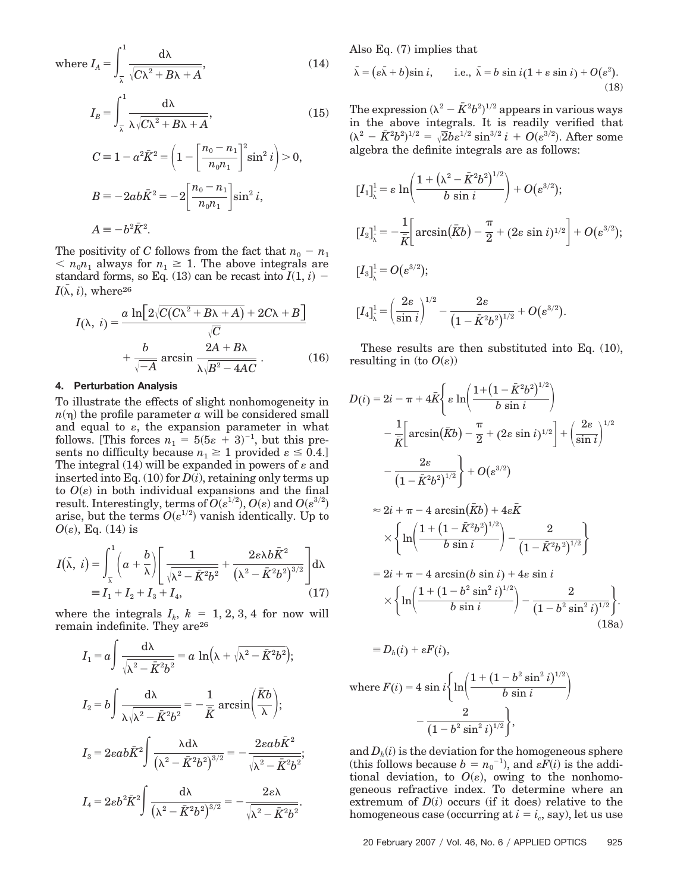$$\text{where } I_A = \int_{\bar{\lambda}}^{1} \frac{d\lambda}{\sqrt{C\lambda^2 + B\lambda + A}}, \tag{14}$$

$$I_B = \int_{\bar{\lambda}}^{1} \frac{d\lambda}{\lambda\sqrt{C\lambda^2 + B\lambda + A}}, \tag{15}$$

$$C \equiv 1 - a^2\bar{K}^2 = \left(1 - \left[\frac{n_0 - n_1}{n_0 n_1}\right]^2 \sin^2 i\right) > 0,$$

$$B \equiv -2ab\bar{K}^2 = -2\left[\frac{n_0 - n_1}{n_0 n_1}\right]\sin^2 i,$$

$$A \equiv -b^2\bar{K}^2.$$

The positivity of $C$ follows from the fact that $n_0 - n_1 < n_0 n_1$ always for $n_1 \geq 1$. The above integrals are standard forms, so Eq. (13) can be recast into $I(1, i) - I(\bar{\lambda}, i)$, where[26]

$$I(\lambda, i) = \frac{a \ln\left[2\sqrt{C(C\lambda^2 + B\lambda + A)} + 2C\lambda + B\right]}{\sqrt{C}} + \frac{b}{\sqrt{-A}} \arcsin \frac{2A + B\lambda}{\lambda\sqrt{B^2 - 4AC}}. \tag{16}$$

## 4. Perturbation Analysis

To illustrate the effects of slight nonhomogeneity in $n(\eta)$ the profile parameter $a$ will be considered small and equal to $\varepsilon$, the expansion parameter in what follows. [This forces $n_1 = 5(5\varepsilon + 3)^{-1}$, but this presents no difficulty because $n_1 \geq 1$ provided $\varepsilon \leq 0.4$.] The integral (14) will be expanded in powers of $\varepsilon$ and inserted into Eq. (10) for $D(i)$, retaining only terms up to $O(\varepsilon)$ in both individual expansions and the final result. Interestingly, terms of $O(\varepsilon^{1/2})$, $O(\varepsilon)$ and $O(\varepsilon^{3/2})$ arise, but the terms $O(\varepsilon^{1/2})$ vanish identically. Up to $O(\varepsilon)$, Eq. (14) is

$$I(\bar{\lambda}, i) = \int_{\bar{\lambda}}^{1} \left(a + \frac{b}{\lambda}\right)\left[\frac{1}{\sqrt{\lambda^2 - \bar{K}^2 b^2}} + \frac{2\varepsilon\lambda b\bar{K}^2}{\left(\lambda^2 - \bar{K}^2 b^2\right)^{3/2}}\right] d\lambda \equiv I_1 + I_2 + I_3 + I_4, \tag{17}$$

where the integrals $I_k$, $k = 1, 2, 3, 4$ for now will remain indefinite. They are[26]

$$I_1 = a\int \frac{d\lambda}{\sqrt{\lambda^2 - \bar{K}^2 b^2}} = a \ln\left(\lambda + \sqrt{\lambda^2 - \bar{K}^2 b^2}\right);$$

$$I_2 = b\int \frac{d\lambda}{\lambda\sqrt{\lambda^2 - \bar{K}^2 b^2}} = -\frac{1}{\bar{K}} \arcsin\left(\frac{\bar{K}b}{\lambda}\right);$$

$$I_3 = 2\varepsilon ab\bar{K}^2 \int \frac{\lambda d\lambda}{\left(\lambda^2 - \bar{K}^2 b^2\right)^{3/2}} = -\frac{2\varepsilon ab\bar{K}^2}{\sqrt{\lambda^2 - \bar{K}^2 b^2}};$$

$$I_4 = 2\varepsilon b^2\bar{K}^2 \int \frac{d\lambda}{\left(\lambda^2 - \bar{K}^2 b^2\right)^{3/2}} = -\frac{2\varepsilon\lambda}{\sqrt{\lambda^2 - \bar{K}^2 b^2}}.$$

Also Eq. (7) implies that

$$\bar{\lambda} = (\varepsilon\bar{\lambda} + b)\sin i, \qquad \text{i.e., } \bar{\lambda} = b \sin i(1 + \varepsilon \sin i) + O(\varepsilon^2). \tag{18}$$

The expression $(\lambda^2 - \bar{K}^2 b^2)^{1/2}$ appears in various ways in the above integrals. It is readily verified that $(\lambda^2 - \bar{K}^2 b^2)^{1/2} = \sqrt{2}b\varepsilon^{1/2} \sin^{3/2} i + O(\varepsilon^{3/2})$. After some algebra the definite integrals are as follows:

$$[I_1]_{\bar{\lambda}}^{1} = \varepsilon \ln\left(\frac{1 + \left(\lambda^2 - \bar{K}^2 b^2\right)^{1/2}}{b \sin i}\right) + O(\varepsilon^{3/2});$$

$$[I_2]_{\bar{\lambda}}^{1} = -\frac{1}{\bar{K}}\left[\arcsin(\bar{K}b) - \frac{\pi}{2} + (2\varepsilon \sin i)^{1/2}\right] + O(\varepsilon^{3/2});$$

$$[I_3]_{\bar{\lambda}}^{1} = O(\varepsilon^{3/2});$$

$$[I_4]_{\bar{\lambda}}^{1} = \left(\frac{2\varepsilon}{\sin i}\right)^{1/2} - \frac{2\varepsilon}{\left(1 - \bar{K}^2 b^2\right)^{1/2}} + O(\varepsilon^{3/2}).$$

These results are then substituted into Eq. (10), resulting in (to $O(\varepsilon)$)

$$\begin{aligned}
D(i) &= 2i - \pi + 4\bar{K}\left\{\varepsilon \ln\left(\frac{1 + \left(1 - \bar{K}^2 b^2\right)^{1/2}}{b \sin i}\right) - \frac{1}{\bar{K}}\left[\arcsin(\bar{K}b) - \frac{\pi}{2} + (2\varepsilon \sin i)^{1/2}\right] + \left(\frac{2\varepsilon}{\sin i}\right)^{1/2} - \frac{2\varepsilon}{\left(1 - \bar{K}^2 b^2\right)^{1/2}}\right\} + O(\varepsilon^{3/2}) \\
&\approx 2i + \pi - 4 \arcsin(\bar{K}b) + 4\varepsilon\bar{K} \times \left\{\ln\left(\frac{1 + \left(1 - \bar{K}^2 b^2\right)^{1/2}}{b \sin i}\right) - \frac{2}{\left(1 - \bar{K}^2 b^2\right)^{1/2}}\right\} \\
&= 2i + \pi - 4 \arcsin(b \sin i) + 4\varepsilon \sin i \times \left\{\ln\left(\frac{1 + (1 - b^2 \sin^2 i)^{1/2}}{b \sin i}\right) - \frac{2}{(1 - b^2 \sin^2 i)^{1/2}}\right\}.
\end{aligned} \tag{18a}$$

$$\equiv D_h(i) + \varepsilon F(i),$$

$$\text{where } F(i) = 4 \sin i\left\{\ln\left(\frac{1 + (1 - b^2 \sin^2 i)^{1/2}}{b \sin i}\right) - \frac{2}{(1 - b^2 \sin^2 i)^{1/2}}\right\},$$

and $D_h(i)$ is the deviation for the homogeneous sphere (this follows because $b = n_0^{-1}$), and $\varepsilon F(i)$ is the additional deviation, to $O(\varepsilon)$, owing to the nonhomogeneous refractive index. To determine where an extremum of $D(i)$ occurs (if it does) relative to the homogeneous case (occurring at $i = i_c$, say), let us use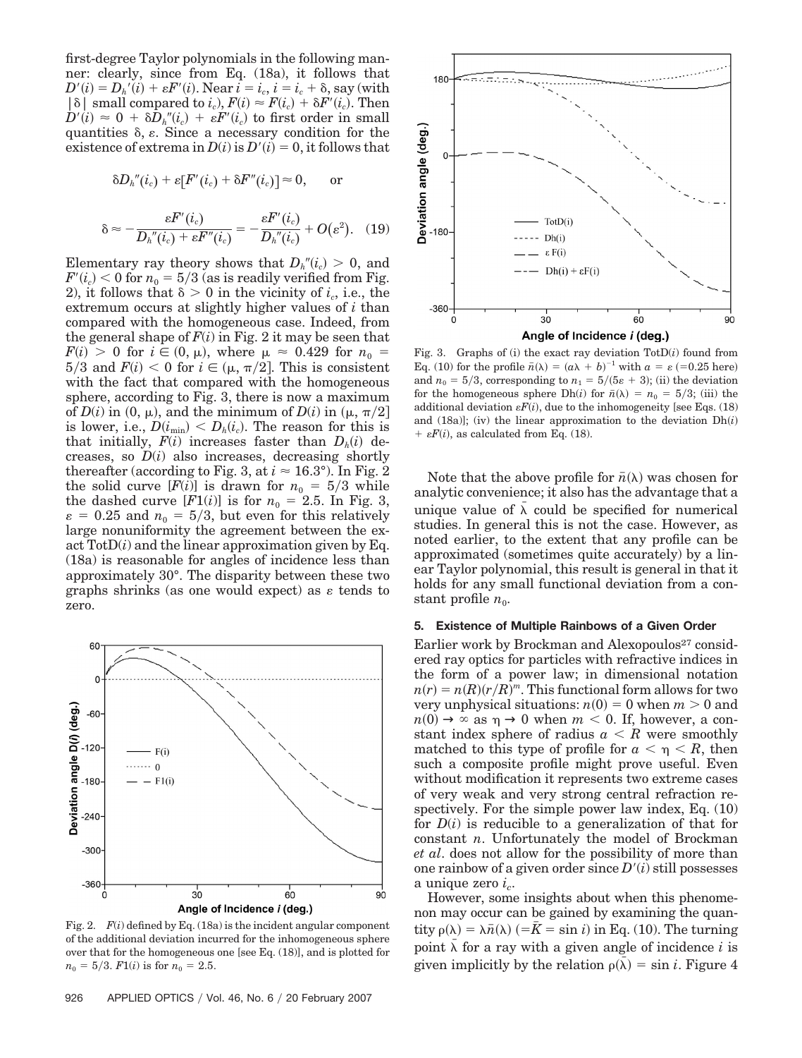first-degree Taylor polynomials in the following manner: clearly, since from Eq. (18a), it follows that $D'(i) = D_h'(i) + \varepsilon F'(i)$. Near $i = i_c$, $i = i_c + \delta$, say (with $|\delta|$ small compared to $i_c$), $F(i) \approx F(i_c) + \delta F'(i_c)$. Then $D'(i) \approx 0 + \delta D_h''(i_c) + \varepsilon F'(i_c)$ to first order in small quantities $\delta$, $\varepsilon$. Since a necessary condition for the existence of extrema in $D(i)$ is $D'(i) = 0$, it follows that

$$\delta D_h''(i_c) + \varepsilon[F'(i_c) + \delta F''(i_c)] \approx 0, \qquad \text{or}$$

$$\delta \approx -\frac{\varepsilon F'(i_c)}{D_h''(i_c) + \varepsilon F''(i_c)} = -\frac{\varepsilon F'(i_c)}{D_h''(i_c)} + O(\varepsilon^2). \quad (19)$$

Elementary ray theory shows that $D_h''(i_c) > 0$, and $F'(i_c) < 0$ for $n_0 = 5/3$ (as is readily verified from Fig. 2), it follows that $\delta > 0$ in the vicinity of $i_c$, i.e., the extremum occurs at slightly higher values of $i$ than compared with the homogeneous case. Indeed, from the general shape of $F(i)$ in Fig. 2 it may be seen that $F(i) > 0$ for $i \in (0, \mu)$, where $\mu \approx 0.429$ for $n_0 = 5/3$ and $F(i) < 0$ for $i \in (\mu, \pi/2]$. This is consistent with the fact that compared with the homogeneous sphere, according to Fig. 3, there is now a maximum of $D(i)$ in $(0, \mu)$, and the minimum of $D(i)$ in $(\mu, \pi/2]$ is lower, i.e., $D(i_{\min}) < D_h(i_c)$. The reason for this is that initially, $F(i)$ increases faster than $D_h(i)$ decreases, so $D(i)$ also increases, decreasing shortly thereafter (according to Fig. 3, at $i \approx 16.3°$). In Fig. 2 the solid curve $[F(i)]$ is drawn for $n_0 = 5/3$ while the dashed curve $[F1(i)]$ is for $n_0 = 2.5$. In Fig. 3, $\varepsilon = 0.25$ and $n_0 = 5/3$, but even for this relatively large nonuniformity the agreement between the exact TotD$(i)$ and the linear approximation given by Eq. (18a) is reasonable for angles of incidence less than approximately 30°. The disparity between these two graphs shrinks (as one would expect) as $\varepsilon$ tends to zero.

Fig. 2. $F(i)$ defined by Eq. (18a) is the incident angular component of the additional deviation incurred for the inhomogeneous sphere over that for the homogeneous one [see Eq. (18)], and is plotted for $n_0 = 5/3$. $F1(i)$ is for $n_0 = 2.5$.

Fig. 3. Graphs of (i) the exact ray deviation TotD$(i)$ found from Eq. (10) for the profile $\bar{n}(\lambda) = (a\lambda + b)^{-1}$ with $a = \varepsilon$ (=0.25 here) and $n_0 = 5/3$, corresponding to $n_1 = 5/(5\varepsilon + 3)$; (ii) the deviation for the homogeneous sphere Dh$(i)$ for $\bar{n}(\lambda) = n_0 = 5/3$; (iii) the additional deviation $\varepsilon F(i)$, due to the inhomogeneity [see Eqs. (18) and (18a)]; (iv) the linear approximation to the deviation Dh$(i)$ + $\varepsilon F(i)$, as calculated from Eq. (18).

Note that the above profile for $\bar{n}(\lambda)$ was chosen for analytic convenience; it also has the advantage that a unique value of $\bar{\lambda}$ could be specified for numerical studies. In general this is not the case. However, as noted earlier, to the extent that any profile can be approximated (sometimes quite accurately) by a linear Taylor polynomial, this result is general in that it holds for any small functional deviation from a constant profile $n_0$.

### 5. Existence of Multiple Rainbows of a Given Order

Earlier work by Brockman and Alexopoulos[27] considered ray optics for particles with refractive indices in the form of a power law; in dimensional notation $n(r) = n(R)(r/R)^m$. This functional form allows for two very unphysical situations: $n(0) = 0$ when $m > 0$ and $n(0) \to \infty$ as $\eta \to 0$ when $m < 0$. If, however, a constant index sphere of radius $a < R$ were smoothly matched to this type of profile for $a < \eta < R$, then such a composite profile might prove useful. Even without modification it represents two extreme cases of very weak and very strong central refraction respectively. For the simple power law index, Eq. (10) for $D(i)$ is reducible to a generalization of that for constant $n$. Unfortunately the model of Brockman *et al*. does not allow for the possibility of more than one rainbow of a given order since $D'(i)$ still possesses a unique zero $i_c$.

However, some insights about when this phenomenon may occur can be gained by examining the quantity $\rho(\lambda) = \lambda\bar{n}(\lambda)$ $(=\bar{K} = \sin i)$ in Eq. (10). The turning point $\bar{\lambda}$ for a ray with a given angle of incidence $i$ is given implicitly by the relation $\rho(\bar{\lambda}) = \sin i$. Figure 4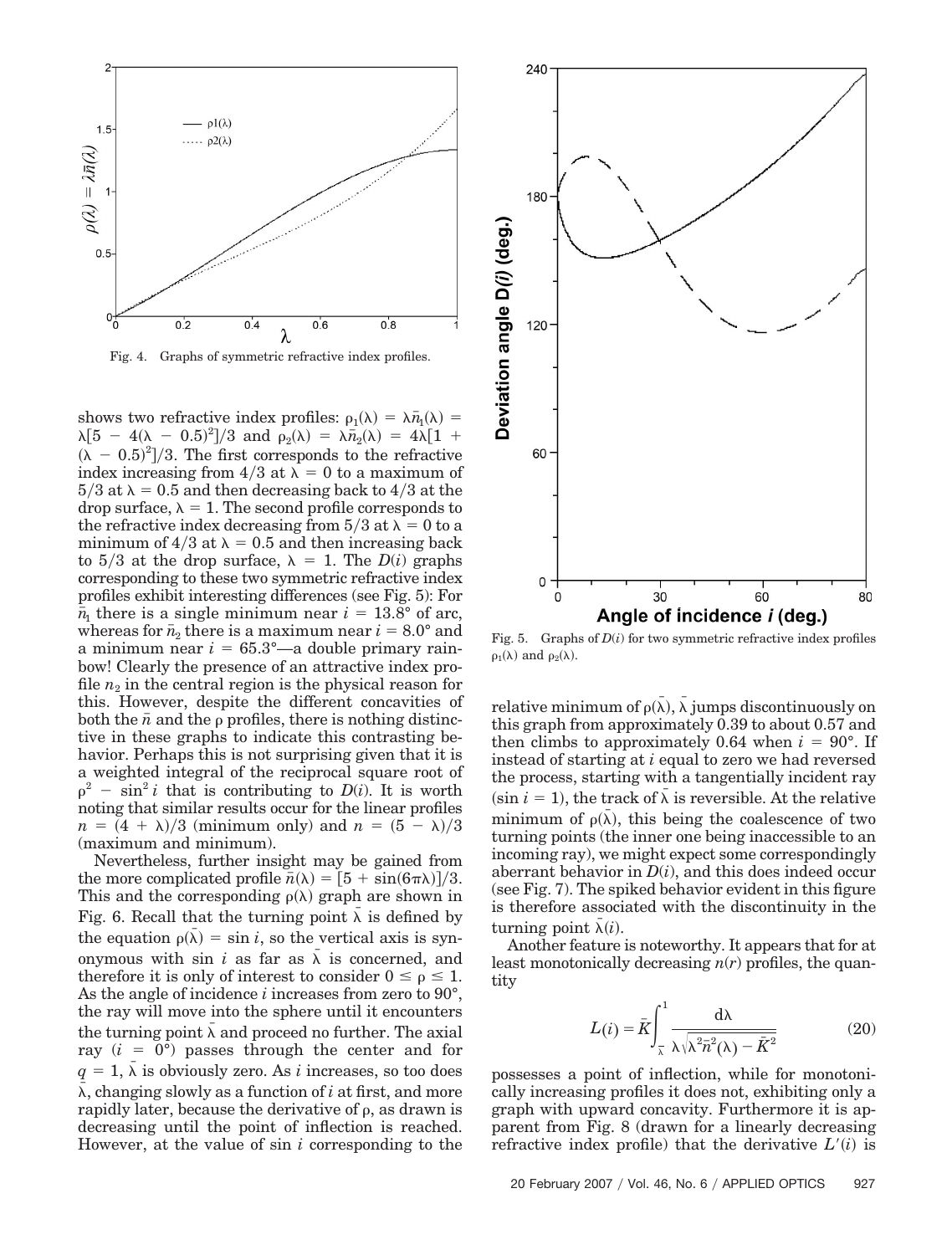Fig. 4. Graphs of symmetric refractive index profiles.

shows two refractive index profiles: $\rho_1(\lambda) = \lambda\bar{n}_1(\lambda) = \lambda[5 - 4(\lambda - 0.5)^2]/3$ and $\rho_2(\lambda) = \lambda\bar{n}_2(\lambda) = 4\lambda[1 + (\lambda - 0.5)^2]/3$. The first corresponds to the refractive index increasing from 4/3 at $\lambda = 0$ to a maximum of 5/3 at $\lambda = 0.5$ and then decreasing back to 4/3 at the drop surface, $\lambda = 1$. The second profile corresponds to the refractive index decreasing from 5/3 at $\lambda = 0$ to a minimum of 4/3 at $\lambda = 0.5$ and then increasing back to 5/3 at the drop surface, $\lambda = 1$. The $D(i)$ graphs corresponding to these two symmetric refractive index profiles exhibit interesting differences (see Fig. 5): For $\bar{n}_1$ there is a single minimum near $i = 13.8°$ of arc, whereas for $\bar{n}_2$ there is a maximum near $i = 8.0°$ and a minimum near $i = 65.3°$—a double primary rainbow! Clearly the presence of an attractive index profile $n_2$ in the central region is the physical reason for this. However, despite the different concavities of both the $\bar{n}$ and the $\rho$ profiles, there is nothing distinctive in these graphs to indicate this contrasting behavior. Perhaps this is not surprising given that it is a weighted integral of the reciprocal square root of $\rho^2 - \sin^2 i$ that is contributing to $D(i)$. It is worth noting that similar results occur for the linear profiles $n = (4 + \lambda)/3$ (minimum only) and $n = (5 - \lambda)/3$ (maximum and minimum).

Nevertheless, further insight may be gained from the more complicated profile $\bar{n}(\lambda) = [5 + \sin(6\pi\lambda)]/3$. This and the corresponding $\rho(\lambda)$ graph are shown in Fig. 6. Recall that the turning point $\bar{\lambda}$ is defined by the equation $\rho(\bar{\lambda}) = \sin i$, so the vertical axis is synonymous with $\sin i$ as far as $\bar{\lambda}$ is concerned, and therefore it is only of interest to consider $0 \leq \rho \leq 1$. As the angle of incidence $i$ increases from zero to 90°, the ray will move into the sphere until it encounters the turning point $\bar{\lambda}$ and proceed no further. The axial ray ($i = 0°$) passes through the center and for $q = 1$, $\bar{\lambda}$ is obviously zero. As $i$ increases, so too does $\bar{\lambda}$, changing slowly as a function of $i$ at first, and more rapidly later, because the derivative of $\rho$, as drawn is decreasing until the point of inflection is reached. However, at the value of $\sin i$ corresponding to the relative minimum of $\rho(\bar{\lambda})$, $\bar{\lambda}$ jumps discontinuously on this graph from approximately 0.39 to about 0.57 and then climbs to approximately 0.64 when $i = 90°$. If instead of starting at $i$ equal to zero we had reversed the process, starting with a tangentially incident ray ($\sin i = 1$), the track of $\bar{\lambda}$ is reversible. At the relative minimum of $\rho(\bar{\lambda})$, this being the coalescence of two turning points (the inner one being inaccessible to an incoming ray), we might expect some correspondingly aberrant behavior in $D(i)$, and this does indeed occur (see Fig. 7). The spiked behavior evident in this figure is therefore associated with the discontinuity in the turning point $\bar{\lambda}(i)$.

Fig. 5. Graphs of $D(i)$ for two symmetric refractive index profiles $\rho_1(\lambda)$ and $\rho_2(\lambda)$.

Another feature is noteworthy. It appears that for at least monotonically decreasing $n(r)$ profiles, the quantity

$$L(i) = \bar{K}\int_{\bar{\lambda}}^{1} \frac{d\lambda}{\lambda\sqrt{\lambda^2\bar{n}^2(\lambda) - \bar{K}^2}} \tag{20}$$

possesses a point of inflection, while for monotonically increasing profiles it does not, exhibiting only a graph with upward concavity. Furthermore it is apparent from Fig. 8 (drawn for a linearly decreasing refractive index profile) that the derivative $L'(i)$ is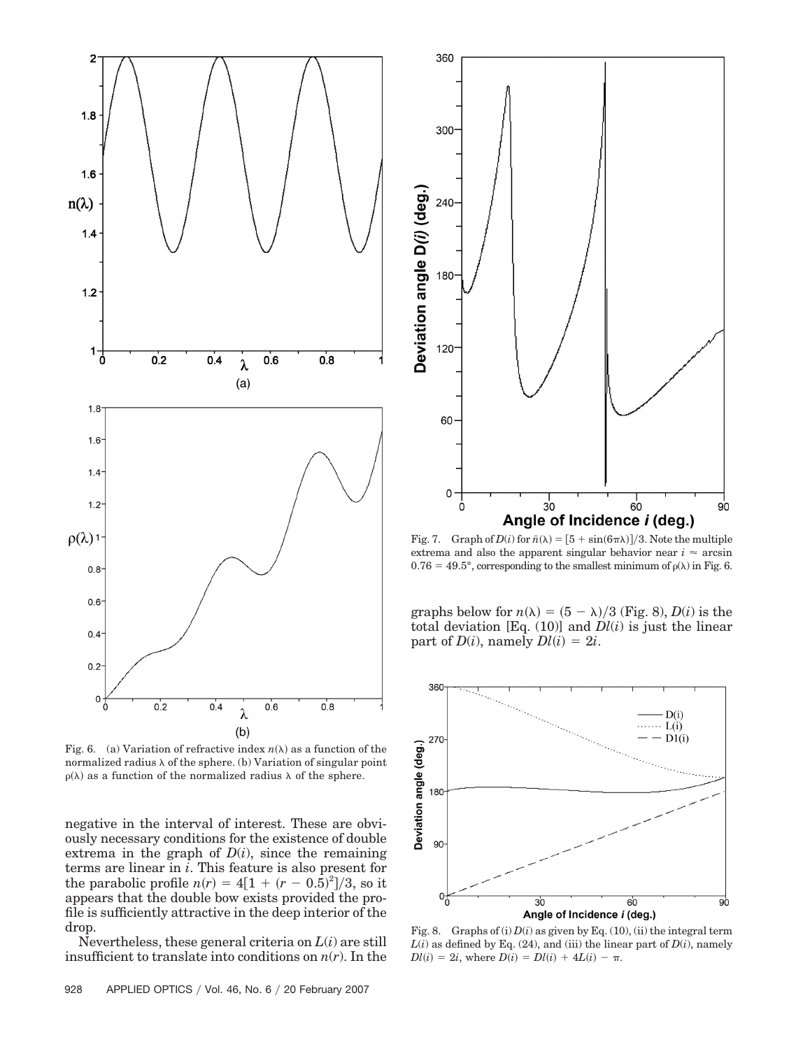Fig. 6. (a) Variation of refractive index $n(\lambda)$ as a function of the normalized radius $\lambda$ of the sphere. (b) Variation of singular point $\rho(\lambda)$ as a function of the normalized radius $\lambda$ of the sphere.

negative in the interval of interest. These are obviously necessary conditions for the existence of double extrema in the graph of $D(i)$, since the remaining terms are linear in $i$. This feature is also present for the parabolic profile $n(r) = 4[1 + (r - 0.5)^2]/3$, so it appears that the double bow exists provided the profile is sufficiently attractive in the deep interior of the drop.

Nevertheless, these general criteria on $L(i)$ are still insufficient to translate into conditions on $n(r)$. In the graphs below for $n(\lambda) = (5 - \lambda)/3$ (Fig. 8), $D(i)$ is the total deviation [Eq. (10)] and $Dl(i)$ is just the linear part of $D(i)$, namely $Dl(i) = 2i$.

Fig. 7. Graph of $D(i)$ for $\bar{n}(\lambda) = [5 + \sin(6\pi\lambda)]/3$. Note the multiple extrema and also the apparent singular behavior near $i \approx \arcsin 0.76 = 49.5°$, corresponding to the smallest minimum of $\rho(\lambda)$ in Fig. 6.

Fig. 8. Graphs of (i) $D(i)$ as given by Eq. (10), (ii) the integral term $L(i)$ as defined by Eq. (24), and (iii) the linear part of $D(i)$, namely $Dl(i) = 2i$, where $D(i) = Dl(i) + 4L(i) - \pi$.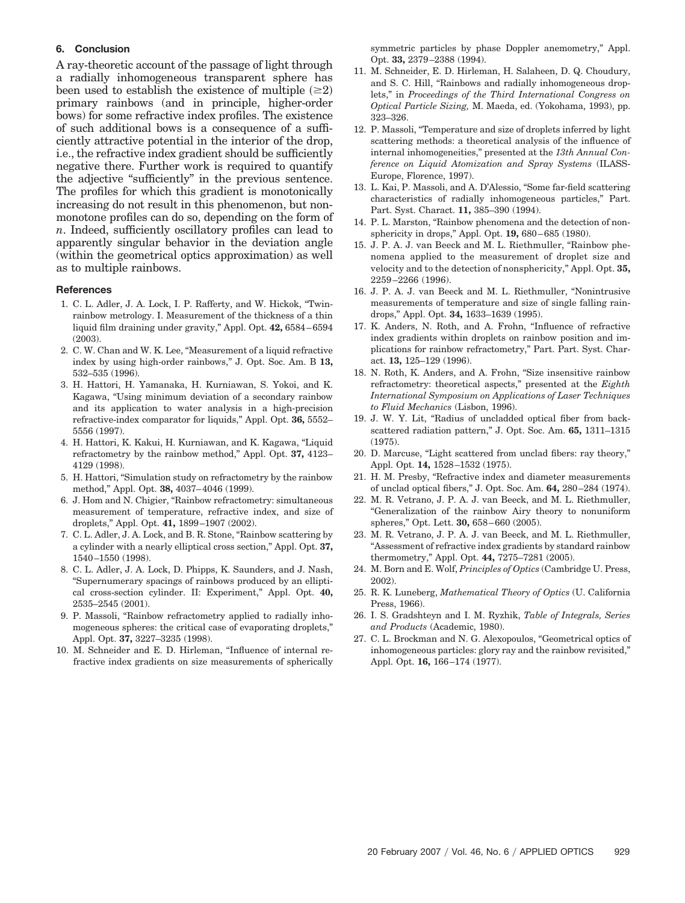## 6. Conclusion

A ray-theoretic account of the passage of light through a radially inhomogeneous transparent sphere has been used to establish the existence of multiple ($\geq 2$) primary rainbows (and in principle, higher-order bows) for some refractive index profiles. The existence of such additional bows is a consequence of a sufficiently attractive potential in the interior of the drop, i.e., the refractive index gradient should be sufficiently negative there. Further work is required to quantify the adjective "sufficiently" in the previous sentence. The profiles for which this gradient is monotonically increasing do not result in this phenomenon, but nonmonotone profiles can do so, depending on the form of $n$. Indeed, sufficiently oscillatory profiles can lead to apparently singular behavior in the deviation angle (within the geometrical optics approximation) as well as to multiple rainbows.

### References

1. C. L. Adler, J. A. Lock, I. P. Rafferty, and W. Hickok, "Twin-rainbow metrology. I. Measurement of the thickness of a thin liquid film draining under gravity," Appl. Opt. **42,** 6584–6594 (2003).
2. C. W. Chan and W. K. Lee, "Measurement of a liquid refractive index by using high-order rainbows," J. Opt. Soc. Am. B **13,** 532–535 (1996).
3. H. Hattori, H. Yamanaka, H. Kurniawan, S. Yokoi, and K. Kagawa, "Using minimum deviation of a secondary rainbow and its application to water analysis in a high-precision refractive-index comparator for liquids," Appl. Opt. **36,** 5552–5556 (1997).
4. H. Hattori, K. Kakui, H. Kurniawan, and K. Kagawa, "Liquid refractometry by the rainbow method," Appl. Opt. **37,** 4123–4129 (1998).
5. H. Hattori, "Simulation study on refractometry by the rainbow method," Appl. Opt. **38,** 4037–4046 (1999).
6. J. Hom and N. Chigier, "Rainbow refractometry: simultaneous measurement of temperature, refractive index, and size of droplets," Appl. Opt. **41,** 1899–1907 (2002).
7. C. L. Adler, J. A. Lock, and B. R. Stone, "Rainbow scattering by a cylinder with a nearly elliptical cross section," Appl. Opt. **37,** 1540–1550 (1998).
8. C. L. Adler, J. A. Lock, D. Phipps, K. Saunders, and J. Nash, "Supernumerary spacings of rainbows produced by an elliptical cross-section cylinder. II: Experiment," Appl. Opt. **40,** 2535–2545 (2001).
9. P. Massoli, "Rainbow refractometry applied to radially inhomogeneous spheres: the critical case of evaporating droplets," Appl. Opt. **37,** 3227–3235 (1998).
10. M. Schneider and E. D. Hirleman, "Influence of internal refractive index gradients on size measurements of spherically symmetric particles by phase Doppler anemometry," Appl. Opt. **33,** 2379–2388 (1994).
11. M. Schneider, E. D. Hirleman, H. Salaheen, D. Q. Choudury, and S. C. Hill, "Rainbows and radially inhomogeneous droplets," in *Proceedings of the Third International Congress on Optical Particle Sizing,* M. Maeda, ed. (Yokohama, 1993), pp. 323–326.
12. P. Massoli, "Temperature and size of droplets inferred by light scattering methods: a theoretical analysis of the influence of internal inhomogeneities," presented at the *13th Annual Conference on Liquid Atomization and Spray Systems* (ILASS-Europe, Florence, 1997).
13. L. Kai, P. Massoli, and A. D'Alessio, "Some far-field scattering characteristics of radially inhomogeneous particles," Part. Part. Syst. Charact. **11,** 385–390 (1994).
14. P. L. Marston, "Rainbow phenomena and the detection of nonsphericity in drops," Appl. Opt. **19,** 680–685 (1980).
15. J. P. A. J. van Beeck and M. L. Riethmuller, "Rainbow phenomena applied to the measurement of droplet size and velocity and to the detection of nonsphericity," Appl. Opt. **35,** 2259–2266 (1996).
16. J. P. A. J. van Beeck and M. L. Riethmuller, "Nonintrusive measurements of temperature and size of single falling raindrops," Appl. Opt. **34,** 1633–1639 (1995).
17. K. Anders, N. Roth, and A. Frohn, "Influence of refractive index gradients within droplets on rainbow position and implications for rainbow refractometry," Part. Part. Syst. Charact. **13,** 125–129 (1996).
18. N. Roth, K. Anders, and A. Frohn, "Size insensitive rainbow refractometry: theoretical aspects," presented at the *Eighth International Symposium on Applications of Laser Techniques to Fluid Mechanics* (Lisbon, 1996).
19. J. W. Y. Lit, "Radius of uncladded optical fiber from backscattered radiation pattern," J. Opt. Soc. Am. **65,** 1311–1315 (1975).
20. D. Marcuse, "Light scattered from unclad fibers: ray theory," Appl. Opt. **14,** 1528–1532 (1975).
21. H. M. Presby, "Refractive index and diameter measurements of unclad optical fibers," J. Opt. Soc. Am. **64,** 280–284 (1974).
22. M. R. Vetrano, J. P. A. J. van Beeck, and M. L. Riethmuller, "Generalization of the rainbow Airy theory to nonuniform spheres," Opt. Lett. **30,** 658–660 (2005).
23. M. R. Vetrano, J. P. A. J. van Beeck, and M. L. Riethmuller, "Assessment of refractive index gradients by standard rainbow thermometry," Appl. Opt. **44,** 7275–7281 (2005).
24. M. Born and E. Wolf, *Principles of Optics* (Cambridge U. Press, 2002).
25. R. K. Luneberg, *Mathematical Theory of Optics* (U. California Press, 1966).
26. I. S. Gradshteyn and I. M. Ryzhik, *Table of Integrals, Series and Products* (Academic, 1980).
27. C. L. Brockman and N. G. Alexopoulos, "Geometrical optics of inhomogeneous particles: glory ray and the rainbow revisited," Appl. Opt. **16,** 166–174 (1977).